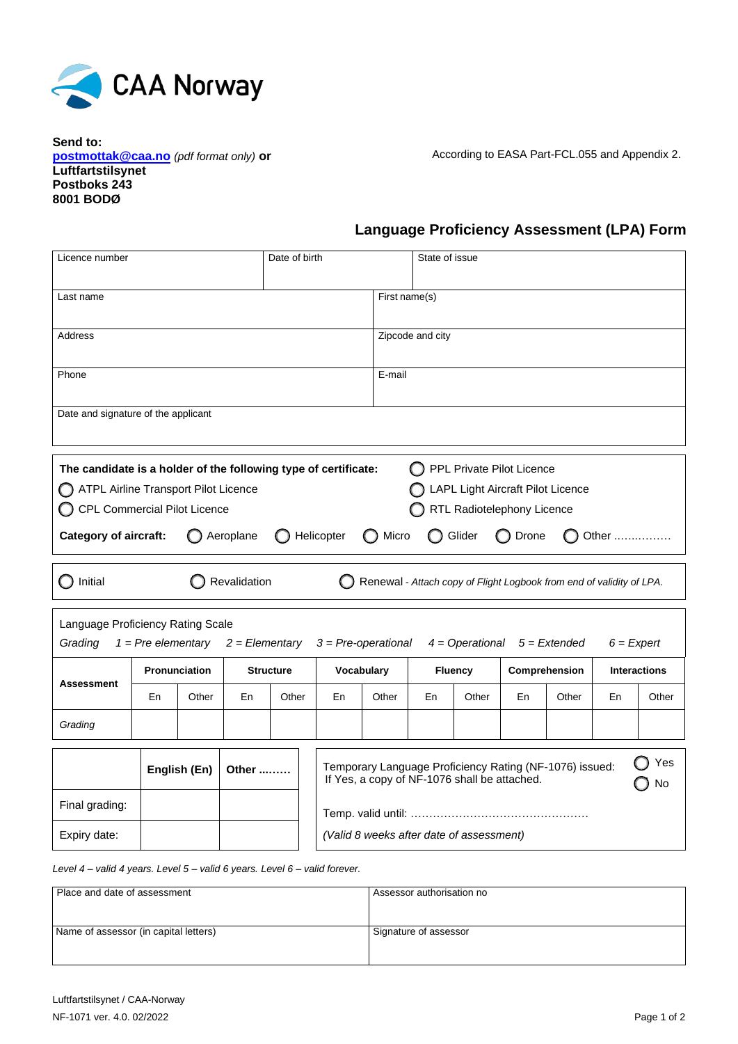CAA Norway

**Send to:**
**postmottak@caa.no** *(pdf format only)* **or**
**Luftfartstilsynet**
**Postboks 243**
**8001 BODØ**

According to EASA Part-FCL.055 and Appendix 2.

## Language Proficiency Assessment (LPA) Form

| Licence number | Date of birth | State of issue |
|---|---|---|
| | | |

| Last name | First name(s) |
|---|---|
| Address | Zipcode and city |
| Phone | E-mail |
| Date and signature of the applicant | |

**The candidate is a holder of the following type of certificate:**

- ◯ PPL Private Pilot Licence
- ◯ ATPL Airline Transport Pilot Licence
- ◯ LAPL Light Aircraft Pilot Licence
- ◯ CPL Commercial Pilot Licence
- ◯ RTL Radiotelephony Licence

**Category of aircraft:** ◯ Aeroplane ◯ Helicopter ◯ Micro ◯ Glider ◯ Drone ◯ Other ................

◯ Initial ◯ Revalidation ◯ Renewal - *Attach copy of Flight Logbook from end of validity of LPA.*

Language Proficiency Rating Scale

*Grading* *1 = Pre elementary* *2 = Elementary* *3 = Pre-operational* *4 = Operational* *5 = Extended* *6 = Expert*

| **Assessment** | **Pronunciation** | | **Structure** | | **Vocabulary** | | **Fluency** | | **Comprehension** | | **Interactions** | |
|---|---|---|---|---|---|---|---|---|---|---|---|---|
| | En | Other | En | Other | En | Other | En | Other | En | Other | En | Other |
| *Grading* | | | | | | | | | | | | |

| | **English (En)** | **Other .........** |
|---|---|---|
| Final grading: | | |
| Expiry date: | | |

Temporary Language Proficiency Rating (NF-1076) issued: ◯ Yes ◯ No
If Yes, a copy of NF-1076 shall be attached.

Temp. valid until: ..............................................

*(Valid 8 weeks after date of assessment)*

*Level 4 – valid 4 years. Level 5 – valid 6 years. Level 6 – valid forever.*

| Place and date of assessment | Assessor authorisation no |
|---|---|
| Name of assessor (in capital letters) | Signature of assessor |

Luftfartstilsynet / CAA-Norway
NF-1071 ver. 4.0. 02/2022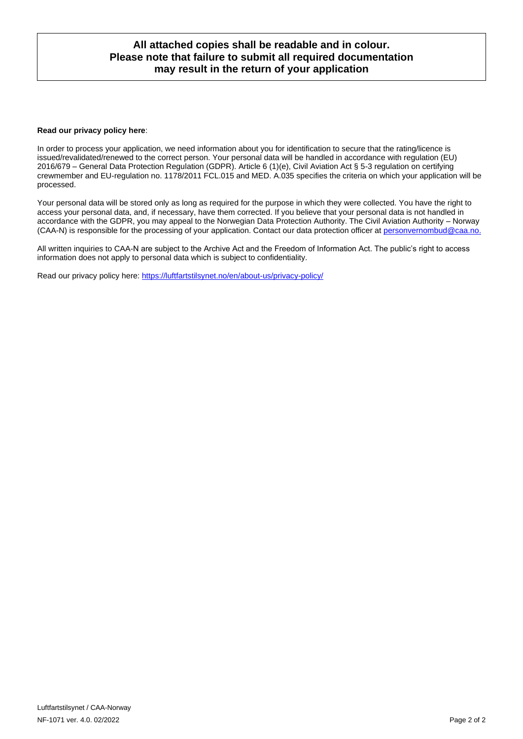**All attached copies shall be readable and in colour.
Please note that failure to submit all required documentation
may result in the return of your application**

**Read our privacy policy here**:

In order to process your application, we need information about you for identification to secure that the rating/licence is issued/revalidated/renewed to the correct person. Your personal data will be handled in accordance with regulation (EU) 2016/679 – General Data Protection Regulation (GDPR). Article 6 (1)(e), Civil Aviation Act § 5-3 regulation on certifying crewmember and EU-regulation no. 1178/2011 FCL.015 and MED. A.035 specifies the criteria on which your application will be processed.

Your personal data will be stored only as long as required for the purpose in which they were collected. You have the right to access your personal data, and, if necessary, have them corrected. If you believe that your personal data is not handled in accordance with the GDPR, you may appeal to the Norwegian Data Protection Authority. The Civil Aviation Authority – Norway (CAA-N) is responsible for the processing of your application. Contact our data protection officer at personvernombud@caa.no.

All written inquiries to CAA-N are subject to the Archive Act and the Freedom of Information Act. The public's right to access information does not apply to personal data which is subject to confidentiality.

Read our privacy policy here: https://luftfartstilsynet.no/en/about-us/privacy-policy/

Luftfartstilsynet / CAA-Norway
NF-1071 ver. 4.0. 02/2022